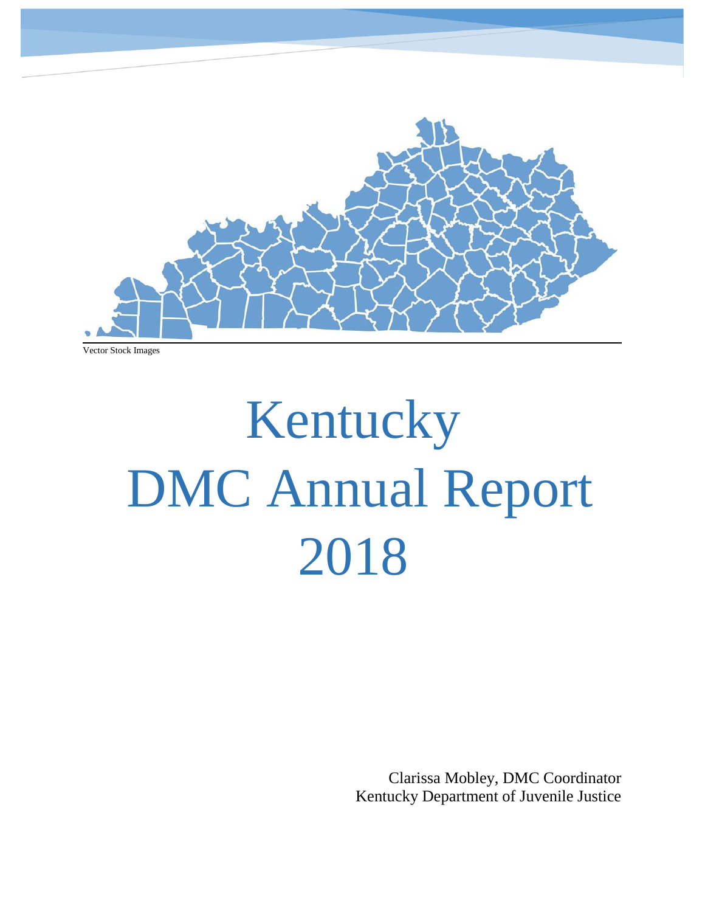Vector Stock Images

# Kentucky DMC Annual Report 2018

Clarissa Mobley, DMC Coordinator
Kentucky Department of Juvenile Justice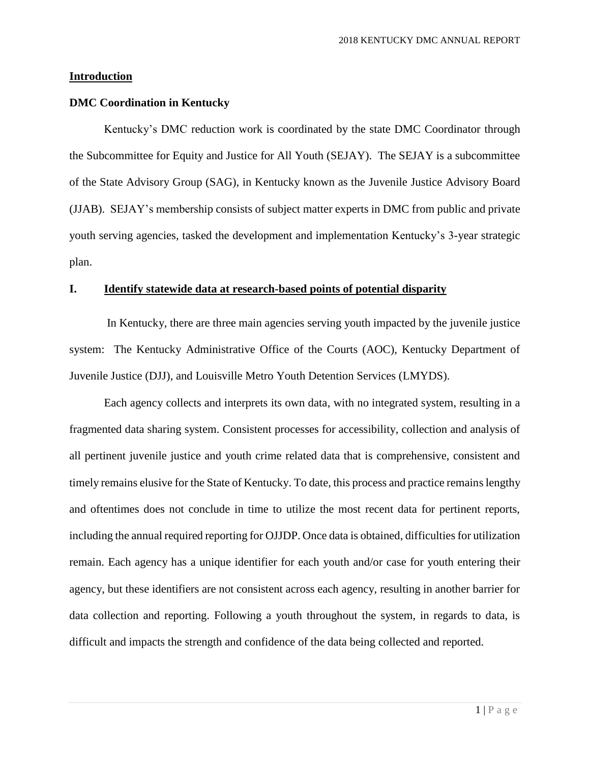## Introduction

### DMC Coordination in Kentucky

Kentucky's DMC reduction work is coordinated by the state DMC Coordinator through the Subcommittee for Equity and Justice for All Youth (SEJAY). The SEJAY is a subcommittee of the State Advisory Group (SAG), in Kentucky known as the Juvenile Justice Advisory Board (JJAB). SEJAY's membership consists of subject matter experts in DMC from public and private youth serving agencies, tasked the development and implementation Kentucky's 3-year strategic plan.

## I. Identify statewide data at research-based points of potential disparity

In Kentucky, there are three main agencies serving youth impacted by the juvenile justice system: The Kentucky Administrative Office of the Courts (AOC), Kentucky Department of Juvenile Justice (DJJ), and Louisville Metro Youth Detention Services (LMYDS).

Each agency collects and interprets its own data, with no integrated system, resulting in a fragmented data sharing system. Consistent processes for accessibility, collection and analysis of all pertinent juvenile justice and youth crime related data that is comprehensive, consistent and timely remains elusive for the State of Kentucky. To date, this process and practice remains lengthy and oftentimes does not conclude in time to utilize the most recent data for pertinent reports, including the annual required reporting for OJJDP. Once data is obtained, difficulties for utilization remain. Each agency has a unique identifier for each youth and/or case for youth entering their agency, but these identifiers are not consistent across each agency, resulting in another barrier for data collection and reporting. Following a youth throughout the system, in regards to data, is difficult and impacts the strength and confidence of the data being collected and reported.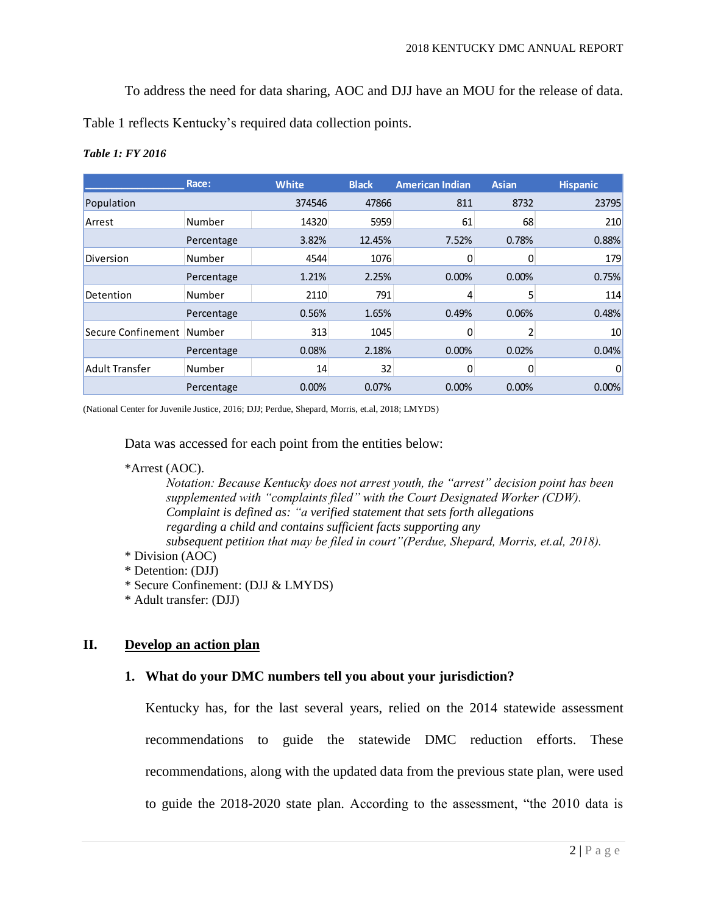To address the need for data sharing, AOC and DJJ have an MOU for the release of data. Table 1 reflects Kentucky's required data collection points.

***Table 1: FY 2016***

| | Race: | White | Black | American Indian | Asian | Hispanic |
|---|---|---|---|---|---|---|
| Population | | 374546 | 47866 | 811 | 8732 | 23795 |
| Arrest | Number | 14320 | 5959 | 61 | 68 | 210 |
| | Percentage | 3.82% | 12.45% | 7.52% | 0.78% | 0.88% |
| Diversion | Number | 4544 | 1076 | 0 | 0 | 179 |
| | Percentage | 1.21% | 2.25% | 0.00% | 0.00% | 0.75% |
| Detention | Number | 2110 | 791 | 4 | 5 | 114 |
| | Percentage | 0.56% | 1.65% | 0.49% | 0.06% | 0.48% |
| Secure Confinement | Number | 313 | 1045 | 0 | 2 | 10 |
| | Percentage | 0.08% | 2.18% | 0.00% | 0.02% | 0.04% |
| Adult Transfer | Number | 14 | 32 | 0 | 0 | 0 |
| | Percentage | 0.00% | 0.07% | 0.00% | 0.00% | 0.00% |

(National Center for Juvenile Justice, 2016; DJJ; Perdue, Shepard, Morris, et.al, 2018; LMYDS)

Data was accessed for each point from the entities below:

*Arrest (AOC).

> *Notation: Because Kentucky does not arrest youth, the "arrest" decision point has been supplemented with "complaints filed" with the Court Designated Worker (CDW). Complaint is defined as: "a verified statement that sets forth allegations regarding a child and contains sufficient facts supporting any subsequent petition that may be filed in court"(Perdue, Shepard, Morris, et.al, 2018).*

* Division (AOC)
* Detention: (DJJ)
* Secure Confinement: (DJJ & LMYDS)
* Adult transfer: (DJJ)

## II. Develop an action plan

### 1. What do your DMC numbers tell you about your jurisdiction?

Kentucky has, for the last several years, relied on the 2014 statewide assessment recommendations to guide the statewide DMC reduction efforts. These recommendations, along with the updated data from the previous state plan, were used to guide the 2018-2020 state plan. According to the assessment, "the 2010 data is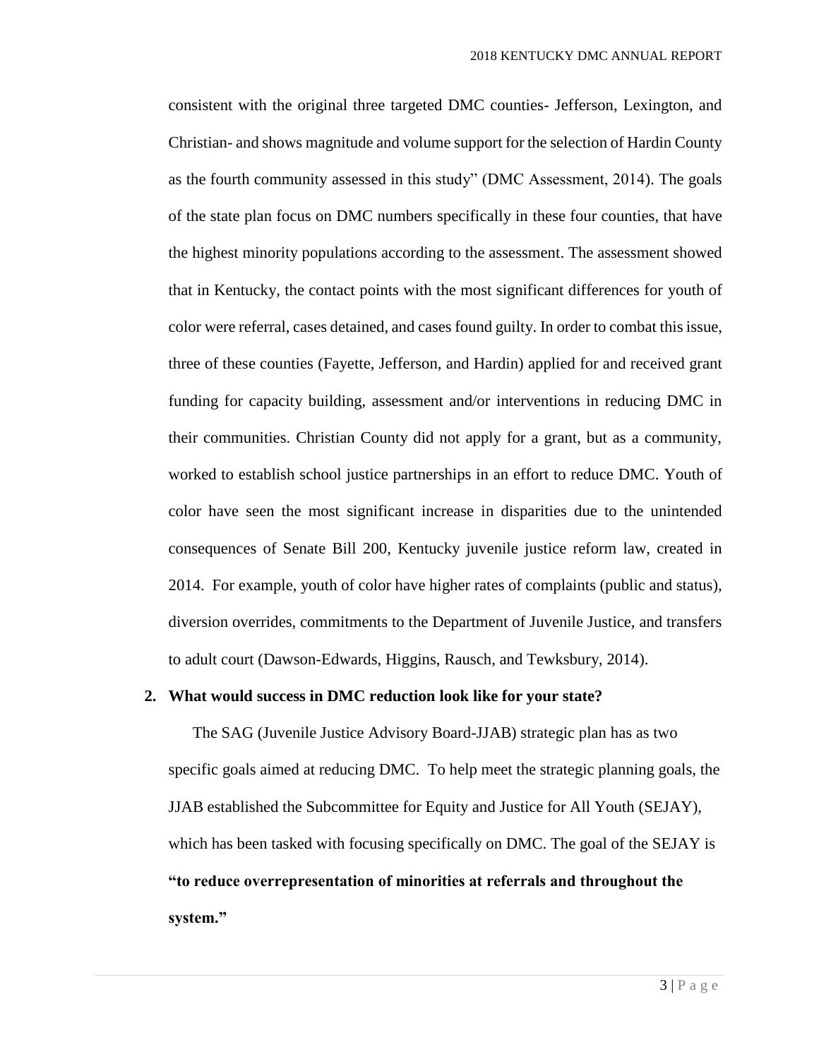consistent with the original three targeted DMC counties- Jefferson, Lexington, and Christian- and shows magnitude and volume support for the selection of Hardin County as the fourth community assessed in this study" (DMC Assessment, 2014). The goals of the state plan focus on DMC numbers specifically in these four counties, that have the highest minority populations according to the assessment. The assessment showed that in Kentucky, the contact points with the most significant differences for youth of color were referral, cases detained, and cases found guilty. In order to combat this issue, three of these counties (Fayette, Jefferson, and Hardin) applied for and received grant funding for capacity building, assessment and/or interventions in reducing DMC in their communities. Christian County did not apply for a grant, but as a community, worked to establish school justice partnerships in an effort to reduce DMC. Youth of color have seen the most significant increase in disparities due to the unintended consequences of Senate Bill 200, Kentucky juvenile justice reform law, created in 2014. For example, youth of color have higher rates of complaints (public and status), diversion overrides, commitments to the Department of Juvenile Justice, and transfers to adult court (Dawson-Edwards, Higgins, Rausch, and Tewksbury, 2014).

**2. What would success in DMC reduction look like for your state?**

The SAG (Juvenile Justice Advisory Board-JJAB) strategic plan has as two specific goals aimed at reducing DMC. To help meet the strategic planning goals, the JJAB established the Subcommittee for Equity and Justice for All Youth (SEJAY), which has been tasked with focusing specifically on DMC. The goal of the SEJAY is **"to reduce overrepresentation of minorities at referrals and throughout the system."**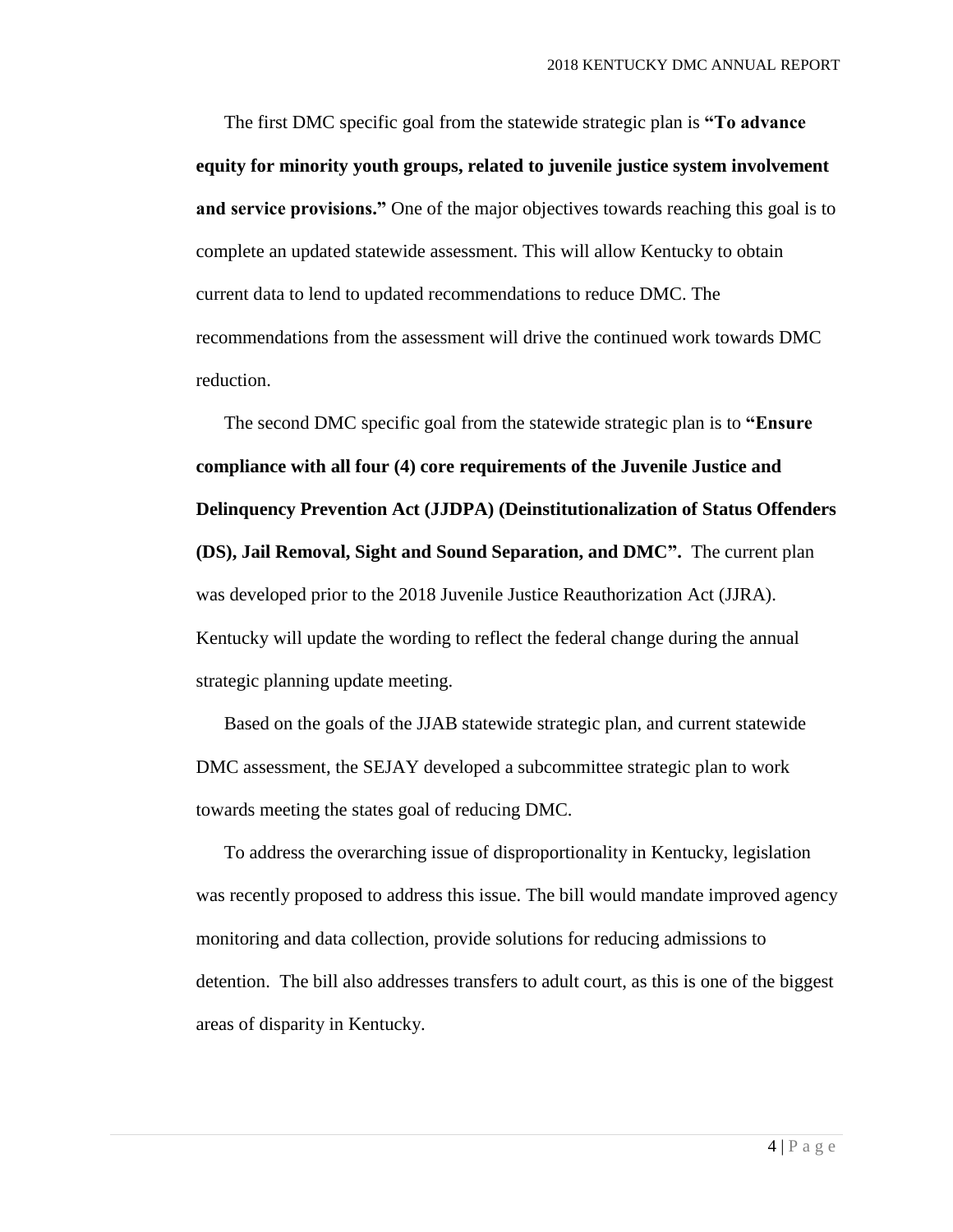The first DMC specific goal from the statewide strategic plan is **"To advance equity for minority youth groups, related to juvenile justice system involvement and service provisions."** One of the major objectives towards reaching this goal is to complete an updated statewide assessment. This will allow Kentucky to obtain current data to lend to updated recommendations to reduce DMC. The recommendations from the assessment will drive the continued work towards DMC reduction.

The second DMC specific goal from the statewide strategic plan is to **"Ensure compliance with all four (4) core requirements of the Juvenile Justice and Delinquency Prevention Act (JJDPA) (Deinstitutionalization of Status Offenders (DS), Jail Removal, Sight and Sound Separation, and DMC".** The current plan was developed prior to the 2018 Juvenile Justice Reauthorization Act (JJRA). Kentucky will update the wording to reflect the federal change during the annual strategic planning update meeting.

Based on the goals of the JJAB statewide strategic plan, and current statewide DMC assessment, the SEJAY developed a subcommittee strategic plan to work towards meeting the states goal of reducing DMC.

To address the overarching issue of disproportionality in Kentucky, legislation was recently proposed to address this issue. The bill would mandate improved agency monitoring and data collection, provide solutions for reducing admissions to detention. The bill also addresses transfers to adult court, as this is one of the biggest areas of disparity in Kentucky.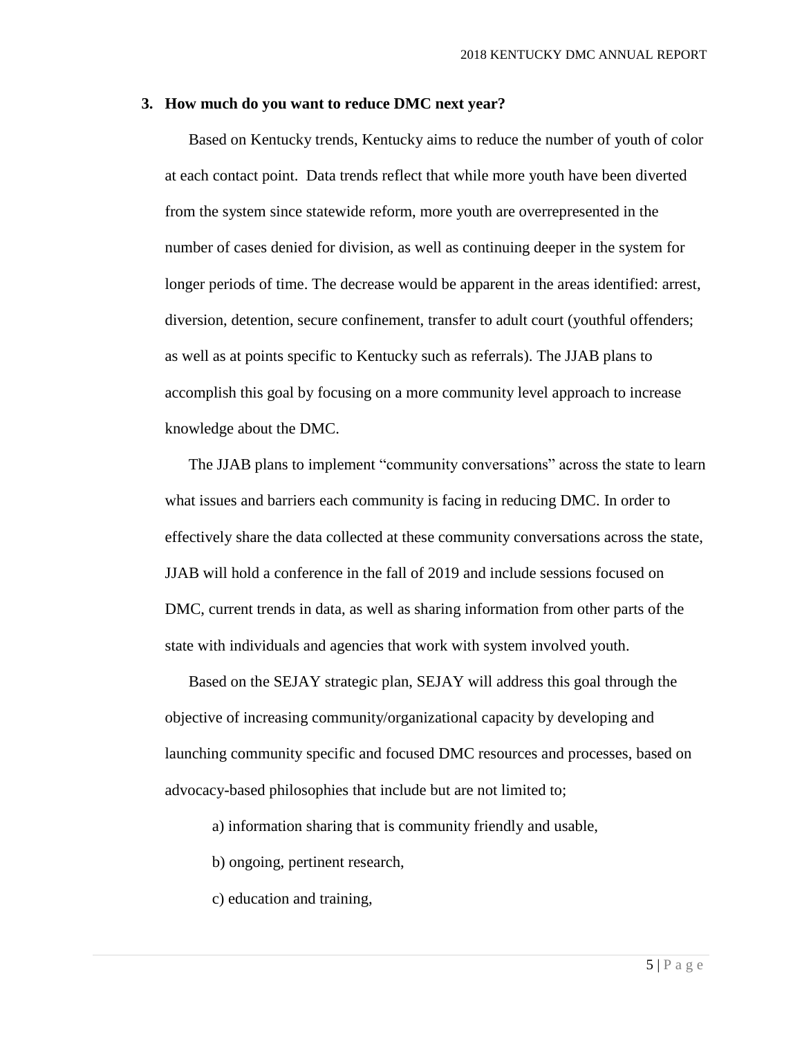**3. How much do you want to reduce DMC next year?**

Based on Kentucky trends, Kentucky aims to reduce the number of youth of color at each contact point. Data trends reflect that while more youth have been diverted from the system since statewide reform, more youth are overrepresented in the number of cases denied for division, as well as continuing deeper in the system for longer periods of time. The decrease would be apparent in the areas identified: arrest, diversion, detention, secure confinement, transfer to adult court (youthful offenders; as well as at points specific to Kentucky such as referrals). The JJAB plans to accomplish this goal by focusing on a more community level approach to increase knowledge about the DMC.

The JJAB plans to implement "community conversations" across the state to learn what issues and barriers each community is facing in reducing DMC. In order to effectively share the data collected at these community conversations across the state, JJAB will hold a conference in the fall of 2019 and include sessions focused on DMC, current trends in data, as well as sharing information from other parts of the state with individuals and agencies that work with system involved youth.

Based on the SEJAY strategic plan, SEJAY will address this goal through the objective of increasing community/organizational capacity by developing and launching community specific and focused DMC resources and processes, based on advocacy-based philosophies that include but are not limited to;

a) information sharing that is community friendly and usable,

b) ongoing, pertinent research,

c) education and training,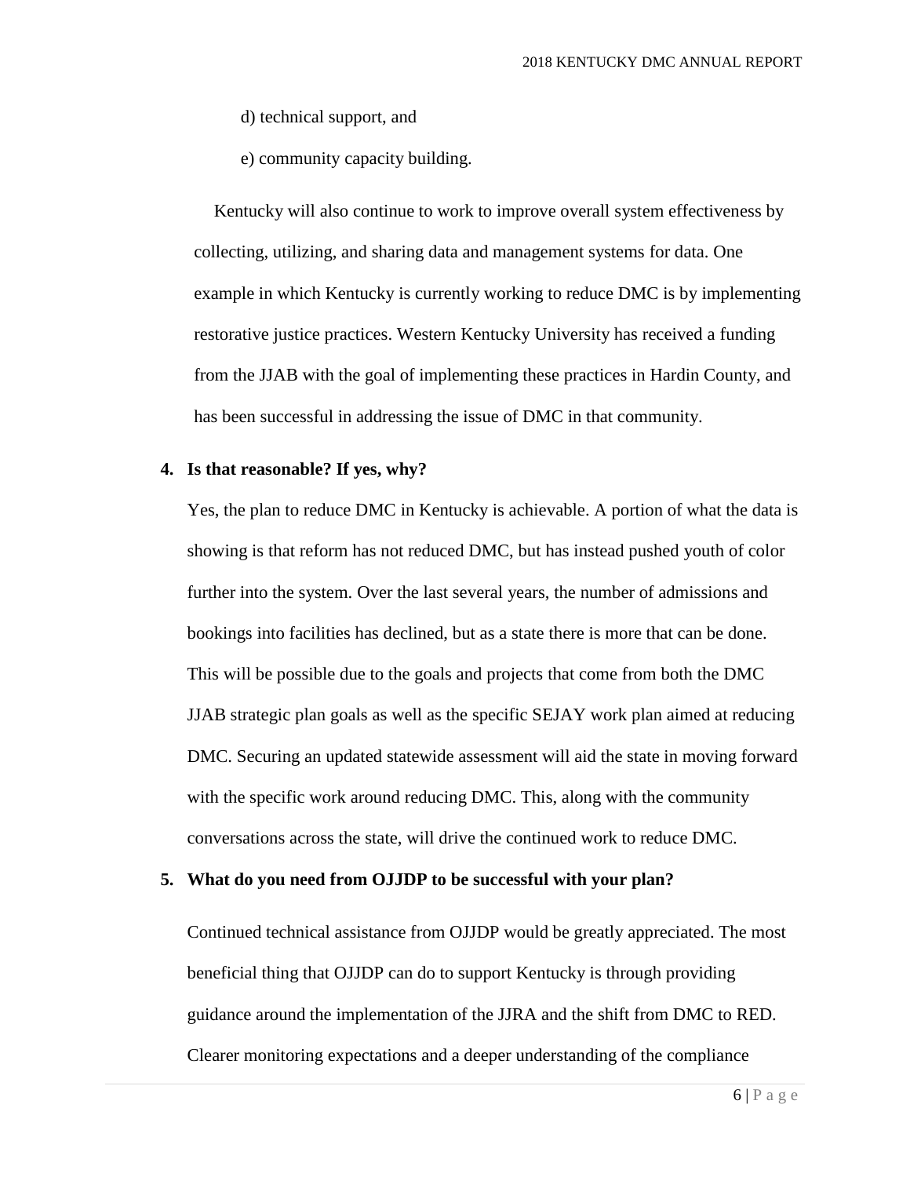d) technical support, and

e) community capacity building.

Kentucky will also continue to work to improve overall system effectiveness by collecting, utilizing, and sharing data and management systems for data. One example in which Kentucky is currently working to reduce DMC is by implementing restorative justice practices. Western Kentucky University has received a funding from the JJAB with the goal of implementing these practices in Hardin County, and has been successful in addressing the issue of DMC in that community.

**4. Is that reasonable? If yes, why?**

Yes, the plan to reduce DMC in Kentucky is achievable. A portion of what the data is showing is that reform has not reduced DMC, but has instead pushed youth of color further into the system. Over the last several years, the number of admissions and bookings into facilities has declined, but as a state there is more that can be done. This will be possible due to the goals and projects that come from both the DMC JJAB strategic plan goals as well as the specific SEJAY work plan aimed at reducing DMC. Securing an updated statewide assessment will aid the state in moving forward with the specific work around reducing DMC. This, along with the community conversations across the state, will drive the continued work to reduce DMC.

**5. What do you need from OJJDP to be successful with your plan?**

Continued technical assistance from OJJDP would be greatly appreciated. The most beneficial thing that OJJDP can do to support Kentucky is through providing guidance around the implementation of the JJRA and the shift from DMC to RED. Clearer monitoring expectations and a deeper understanding of the compliance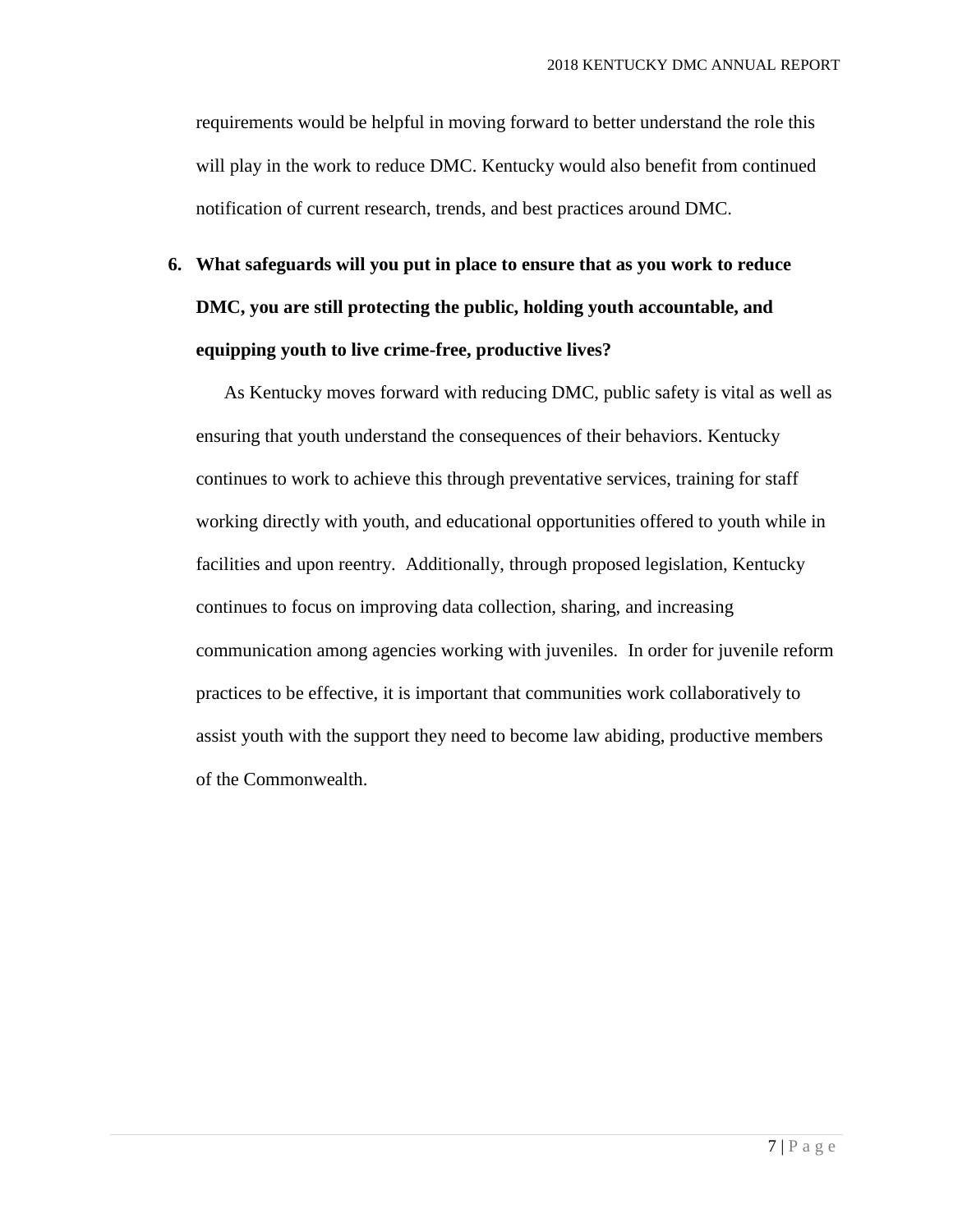requirements would be helpful in moving forward to better understand the role this will play in the work to reduce DMC. Kentucky would also benefit from continued notification of current research, trends, and best practices around DMC.

6. **What safeguards will you put in place to ensure that as you work to reduce DMC, you are still protecting the public, holding youth accountable, and equipping youth to live crime-free, productive lives?**

   As Kentucky moves forward with reducing DMC, public safety is vital as well as ensuring that youth understand the consequences of their behaviors. Kentucky continues to work to achieve this through preventative services, training for staff working directly with youth, and educational opportunities offered to youth while in facilities and upon reentry. Additionally, through proposed legislation, Kentucky continues to focus on improving data collection, sharing, and increasing communication among agencies working with juveniles. In order for juvenile reform practices to be effective, it is important that communities work collaboratively to assist youth with the support they need to become law abiding, productive members of the Commonwealth.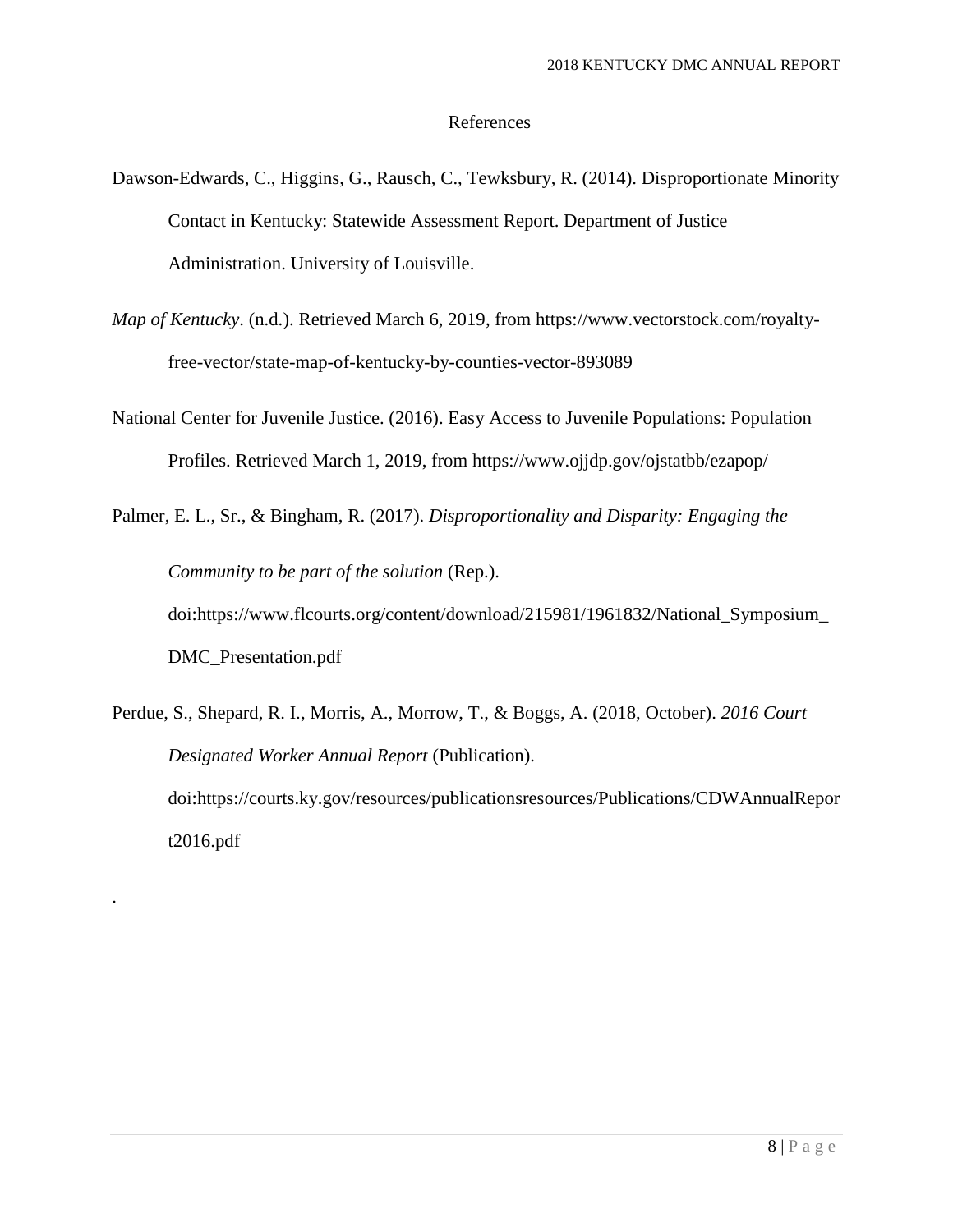# References

Dawson-Edwards, C., Higgins, G., Rausch, C., Tewksbury, R. (2014). Disproportionate Minority Contact in Kentucky: Statewide Assessment Report. Department of Justice Administration. University of Louisville.

*Map of Kentucky*. (n.d.). Retrieved March 6, 2019, from https://www.vectorstock.com/royalty-free-vector/state-map-of-kentucky-by-counties-vector-893089

National Center for Juvenile Justice. (2016). Easy Access to Juvenile Populations: Population Profiles. Retrieved March 1, 2019, from https://www.ojjdp.gov/ojstatbb/ezapop/

Palmer, E. L., Sr., & Bingham, R. (2017). *Disproportionality and Disparity: Engaging the Community to be part of the solution* (Rep.). doi:https://www.flcourts.org/content/download/215981/1961832/National_Symposium_DMC_Presentation.pdf

Perdue, S., Shepard, R. I., Morris, A., Morrow, T., & Boggs, A. (2018, October). *2016 Court Designated Worker Annual Report* (Publication). doi:https://courts.ky.gov/resources/publicationsresources/Publications/CDWAnnualReport2016.pdf

.